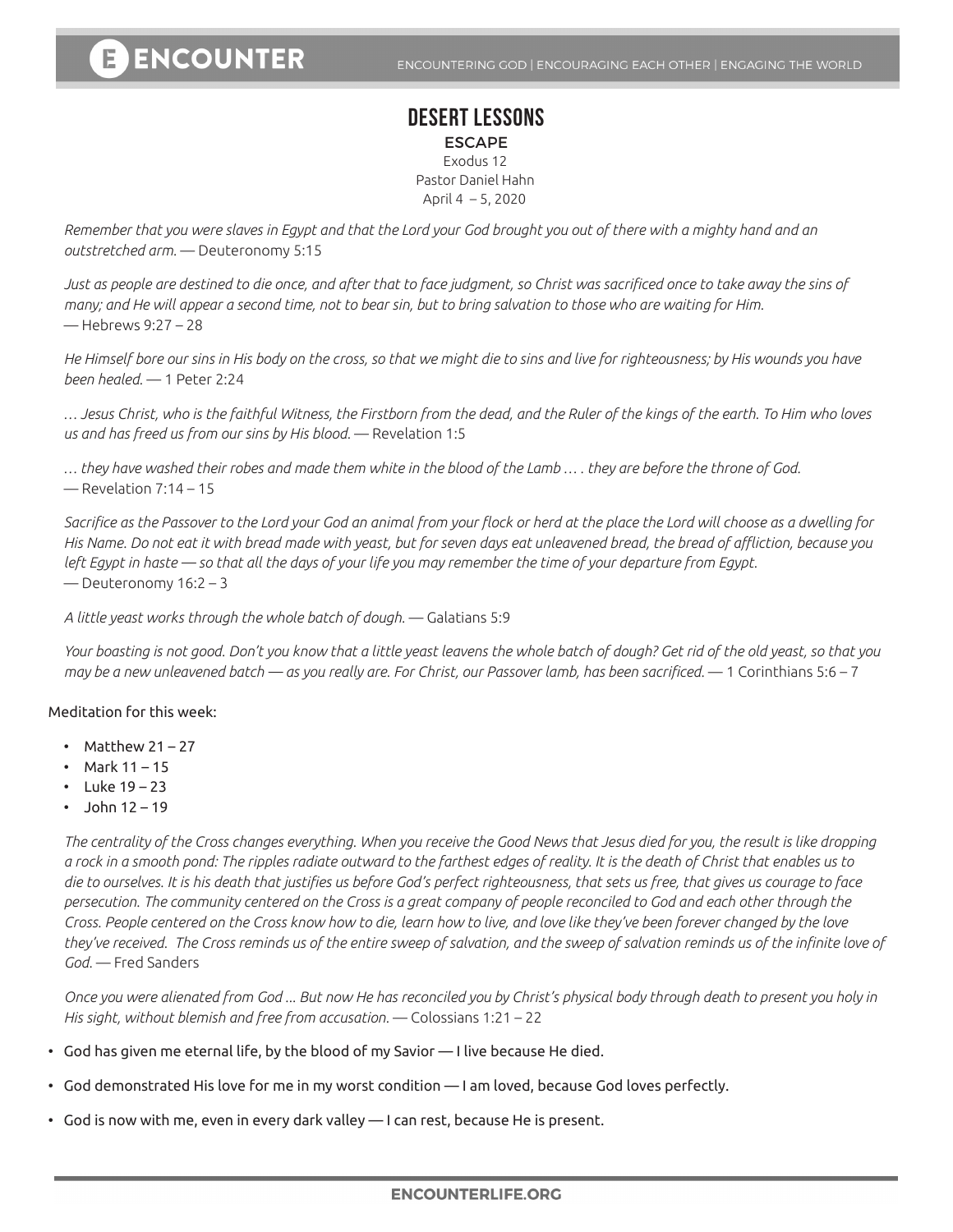# DESERT LESSONS

## ESCAPE

Exodus 12
Pastor Daniel Hahn
April 4 – 5, 2020

*Remember that you were slaves in Egypt and that the Lord your God brought you out of there with a mighty hand and an outstretched arm.* — Deuteronomy 5:15

*Just as people are destined to die once, and after that to face judgment, so Christ was sacrificed once to take away the sins of many; and He will appear a second time, not to bear sin, but to bring salvation to those who are waiting for Him.* — Hebrews 9:27 – 28

*He Himself bore our sins in His body on the cross, so that we might die to sins and live for righteousness; by His wounds you have been healed.* — 1 Peter 2:24

*… Jesus Christ, who is the faithful Witness, the Firstborn from the dead, and the Ruler of the kings of the earth. To Him who loves us and has freed us from our sins by His blood.* — Revelation 1:5

*… they have washed their robes and made them white in the blood of the Lamb … . they are before the throne of God.* — Revelation 7:14 – 15

*Sacrifice as the Passover to the Lord your God an animal from your flock or herd at the place the Lord will choose as a dwelling for His Name. Do not eat it with bread made with yeast, but for seven days eat unleavened bread, the bread of affliction, because you left Egypt in haste — so that all the days of your life you may remember the time of your departure from Egypt.* — Deuteronomy 16:2 – 3

*A little yeast works through the whole batch of dough.* — Galatians 5:9

*Your boasting is not good. Don't you know that a little yeast leavens the whole batch of dough? Get rid of the old yeast, so that you may be a new unleavened batch — as you really are. For Christ, our Passover lamb, has been sacrificed.* — 1 Corinthians 5:6 – 7

Meditation for this week:

- Matthew 21 – 27
- Mark 11 – 15
- Luke 19 – 23
- John 12 – 19

*The centrality of the Cross changes everything. When you receive the Good News that Jesus died for you, the result is like dropping a rock in a smooth pond: The ripples radiate outward to the farthest edges of reality. It is the death of Christ that enables us to die to ourselves. It is his death that justifies us before God's perfect righteousness, that sets us free, that gives us courage to face persecution. The community centered on the Cross is a great company of people reconciled to God and each other through the Cross. People centered on the Cross know how to die, learn how to live, and love like they've been forever changed by the love they've received. The Cross reminds us of the entire sweep of salvation, and the sweep of salvation reminds us of the infinite love of God.* — Fred Sanders

*Once you were alienated from God ... But now He has reconciled you by Christ's physical body through death to present you holy in His sight, without blemish and free from accusation.* — Colossians 1:21 – 22

- God has given me eternal life, by the blood of my Savior — I live because He died.
- God demonstrated His love for me in my worst condition — I am loved, because God loves perfectly.
- God is now with me, even in every dark valley — I can rest, because He is present.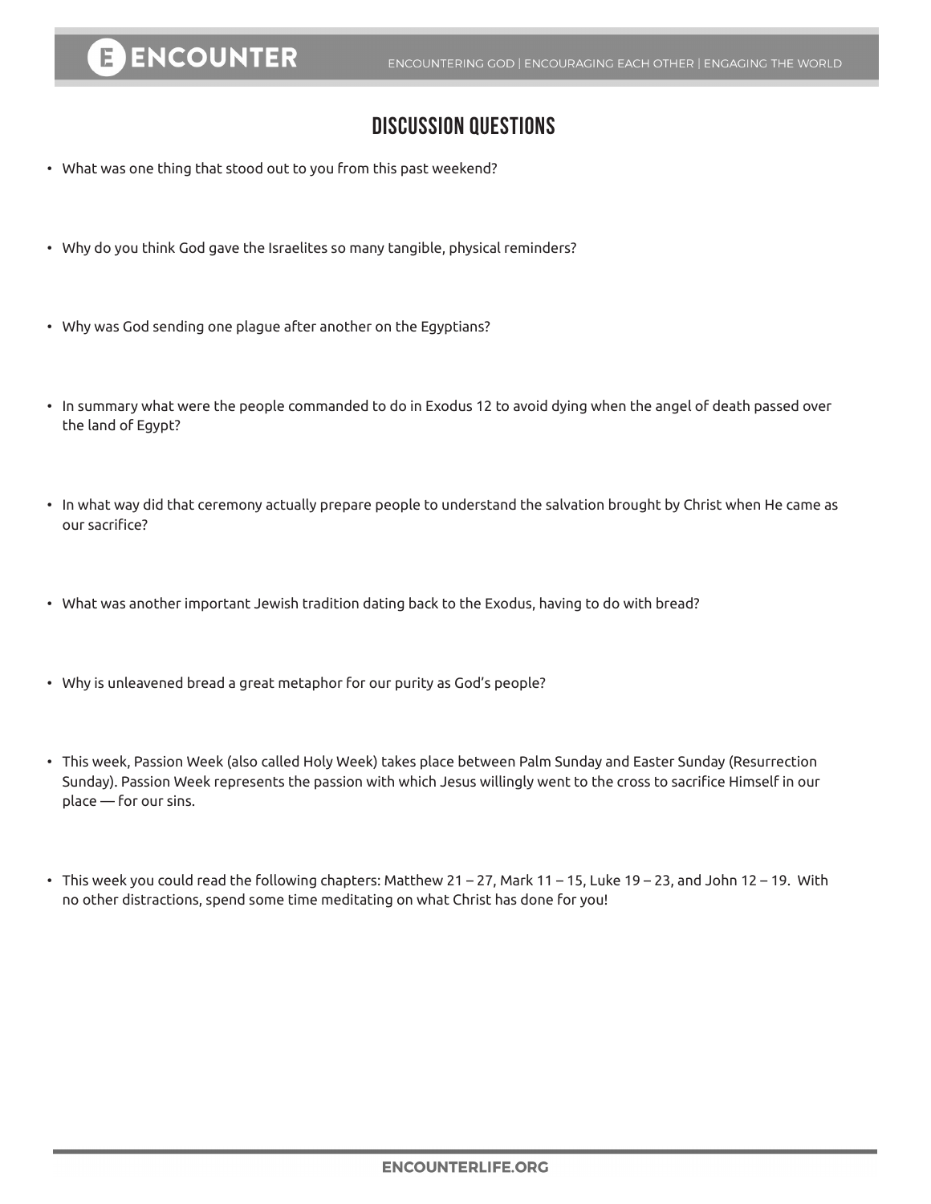## DISCUSSION QUESTIONS

- What was one thing that stood out to you from this past weekend?
- Why do you think God gave the Israelites so many tangible, physical reminders?
- Why was God sending one plague after another on the Egyptians?
- In summary what were the people commanded to do in Exodus 12 to avoid dying when the angel of death passed over the land of Egypt?
- In what way did that ceremony actually prepare people to understand the salvation brought by Christ when He came as our sacrifice?
- What was another important Jewish tradition dating back to the Exodus, having to do with bread?
- Why is unleavened bread a great metaphor for our purity as God's people?
- This week, Passion Week (also called Holy Week) takes place between Palm Sunday and Easter Sunday (Resurrection Sunday). Passion Week represents the passion with which Jesus willingly went to the cross to sacrifice Himself in our place — for our sins.
- This week you could read the following chapters: Matthew 21 – 27, Mark 11 – 15, Luke 19 – 23, and John 12 – 19. With no other distractions, spend some time meditating on what Christ has done for you!